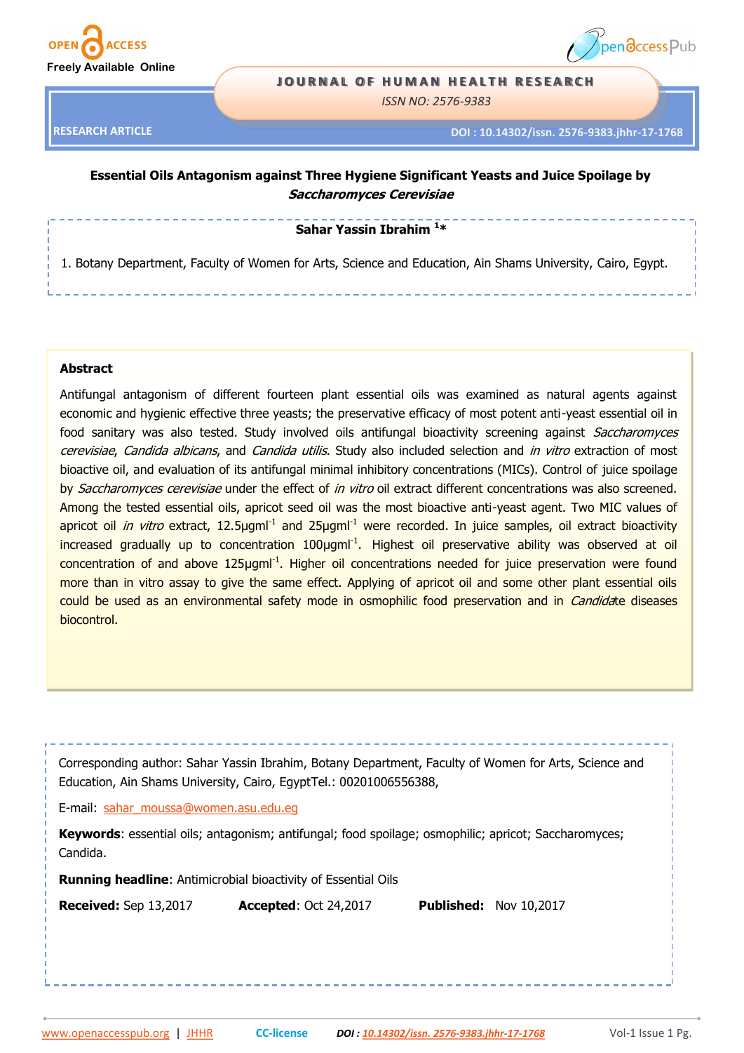RESEARCH ARTICLE

DOI : 10.14302/issn. 2576-9383.jhhr-17-1768

# Essential Oils Antagonism against Three Hygiene Significant Yeasts and Juice Spoilage by *Saccharomyces Cerevisiae*

**Sahar Yassin Ibrahim [1]***

1. Botany Department, Faculty of Women for Arts, Science and Education, Ain Shams University, Cairo, Egypt.

## Abstract

Antifungal antagonism of different fourteen plant essential oils was examined as natural agents against economic and hygienic effective three yeasts; the preservative efficacy of most potent anti-yeast essential oil in food sanitary was also tested. Study involved oils antifungal bioactivity screening against *Saccharomyces cerevisiae*, *Candida albicans*, and *Candida utilis*. Study also included selection and *in vitro* extraction of most bioactive oil, and evaluation of its antifungal minimal inhibitory concentrations (MICs). Control of juice spoilage by *Saccharomyces cerevisiae* under the effect of *in vitro* oil extract different concentrations was also screened. Among the tested essential oils, apricot seed oil was the most bioactive anti-yeast agent. Two MIC values of apricot oil *in vitro* extract, 12.5μgml$^{-1}$ and 25μgml$^{-1}$ were recorded. In juice samples, oil extract bioactivity increased gradually up to concentration 100μgml$^{-1}$. Highest oil preservative ability was observed at oil concentration of and above 125μgml$^{-1}$. Higher oil concentrations needed for juice preservation were found more than in vitro assay to give the same effect. Applying of apricot oil and some other plant essential oils could be used as an environmental safety mode in osmophilic food preservation and in *Candida*te diseases biocontrol.

Corresponding author: Sahar Yassin Ibrahim, Botany Department, Faculty of Women for Arts, Science and Education, Ain Shams University, Cairo, EgyptTel.: 00201006556388,

E-mail: sahar_moussa@women.asu.edu.eg

**Keywords**: essential oils; antagonism; antifungal; food spoilage; osmophilic; apricot; Saccharomyces; Candida.

**Running headline**: Antimicrobial bioactivity of Essential Oils

**Received:** Sep 13,2017 **Accepted**: Oct 24,2017 **Published:** Nov 10,2017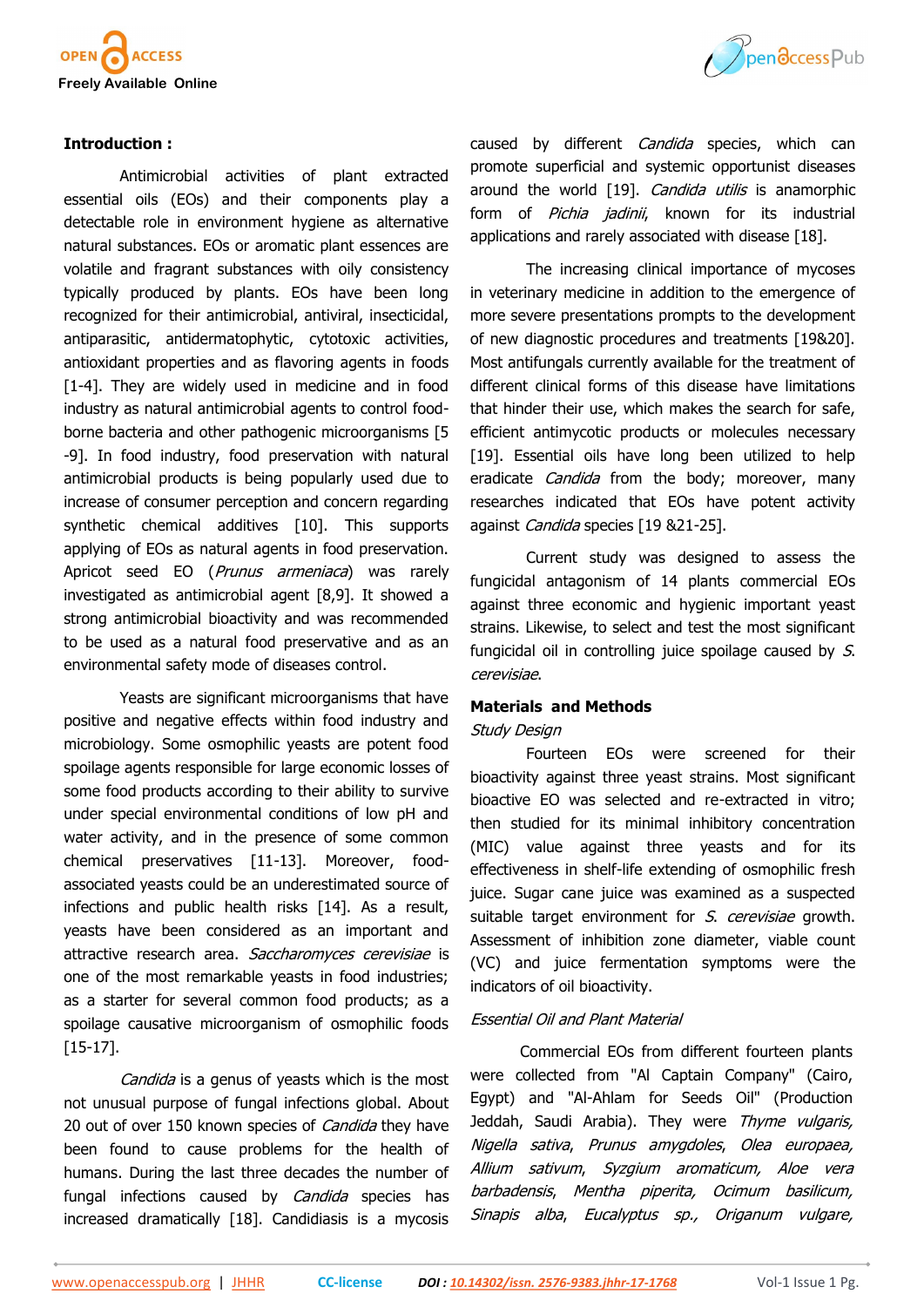## Introduction :

Antimicrobial activities of plant extracted essential oils (EOs) and their components play a detectable role in environment hygiene as alternative natural substances. EOs or aromatic plant essences are volatile and fragrant substances with oily consistency typically produced by plants. EOs have been long recognized for their antimicrobial, antiviral, insecticidal, antiparasitic, antidermatophytic, cytotoxic activities, antioxidant properties and as flavoring agents in foods [1-4]. They are widely used in medicine and in food industry as natural antimicrobial agents to control food-borne bacteria and other pathogenic microorganisms [5 -9]. In food industry, food preservation with natural antimicrobial products is being popularly used due to increase of consumer perception and concern regarding synthetic chemical additives [10]. This supports applying of EOs as natural agents in food preservation. Apricot seed EO (*Prunus armeniaca*) was rarely investigated as antimicrobial agent [8,9]. It showed a strong antimicrobial bioactivity and was recommended to be used as a natural food preservative and as an environmental safety mode of diseases control.

Yeasts are significant microorganisms that have positive and negative effects within food industry and microbiology. Some osmophilic yeasts are potent food spoilage agents responsible for large economic losses of some food products according to their ability to survive under special environmental conditions of low pH and water activity, and in the presence of some common chemical preservatives [11-13]. Moreover, food-associated yeasts could be an underestimated source of infections and public health risks [14]. As a result, yeasts have been considered as an important and attractive research area. *Saccharomyces cerevisiae* is one of the most remarkable yeasts in food industries; as a starter for several common food products; as a spoilage causative microorganism of osmophilic foods [15-17].

*Candida* is a genus of yeasts which is the most not unusual purpose of fungal infections global. About 20 out of over 150 known species of *Candida* they have been found to cause problems for the health of humans. During the last three decades the number of fungal infections caused by *Candida* species has increased dramatically [18]. Candidiasis is a mycosis caused by different *Candida* species, which can promote superficial and systemic opportunist diseases around the world [19]. *Candida utilis* is anamorphic form of *Pichia jadinii*, known for its industrial applications and rarely associated with disease [18].

The increasing clinical importance of mycoses in veterinary medicine in addition to the emergence of more severe presentations prompts to the development of new diagnostic procedures and treatments [19&20]. Most antifungals currently available for the treatment of different clinical forms of this disease have limitations that hinder their use, which makes the search for safe, efficient antimycotic products or molecules necessary [19]. Essential oils have long been utilized to help eradicate *Candida* from the body; moreover, many researches indicated that EOs have potent activity against *Candida* species [19 &21-25].

Current study was designed to assess the fungicidal antagonism of 14 plants commercial EOs against three economic and hygienic important yeast strains. Likewise, to select and test the most significant fungicidal oil in controlling juice spoilage caused by *S. cerevisiae*.

## Materials and Methods

### *Study Design*

Fourteen EOs were screened for their bioactivity against three yeast strains. Most significant bioactive EO was selected and re-extracted in vitro; then studied for its minimal inhibitory concentration (MIC) value against three yeasts and for its effectiveness in shelf-life extending of osmophilic fresh juice. Sugar cane juice was examined as a suspected suitable target environment for *S. cerevisiae* growth. Assessment of inhibition zone diameter, viable count (VC) and juice fermentation symptoms were the indicators of oil bioactivity.

### *Essential Oil and Plant Material*

Commercial EOs from different fourteen plants were collected from "Al Captain Company" (Cairo, Egypt) and "Al-Ahlam for Seeds Oil" (Production Jeddah, Saudi Arabia). They were *Thyme vulgaris, Nigella sativa, Prunus amygdoles, Olea europaea, Allium sativum, Syzgium aromaticum, Aloe vera barbadensis, Mentha piperita, Ocimum basilicum, Sinapis alba, Eucalyptus sp., Origanum vulgare,*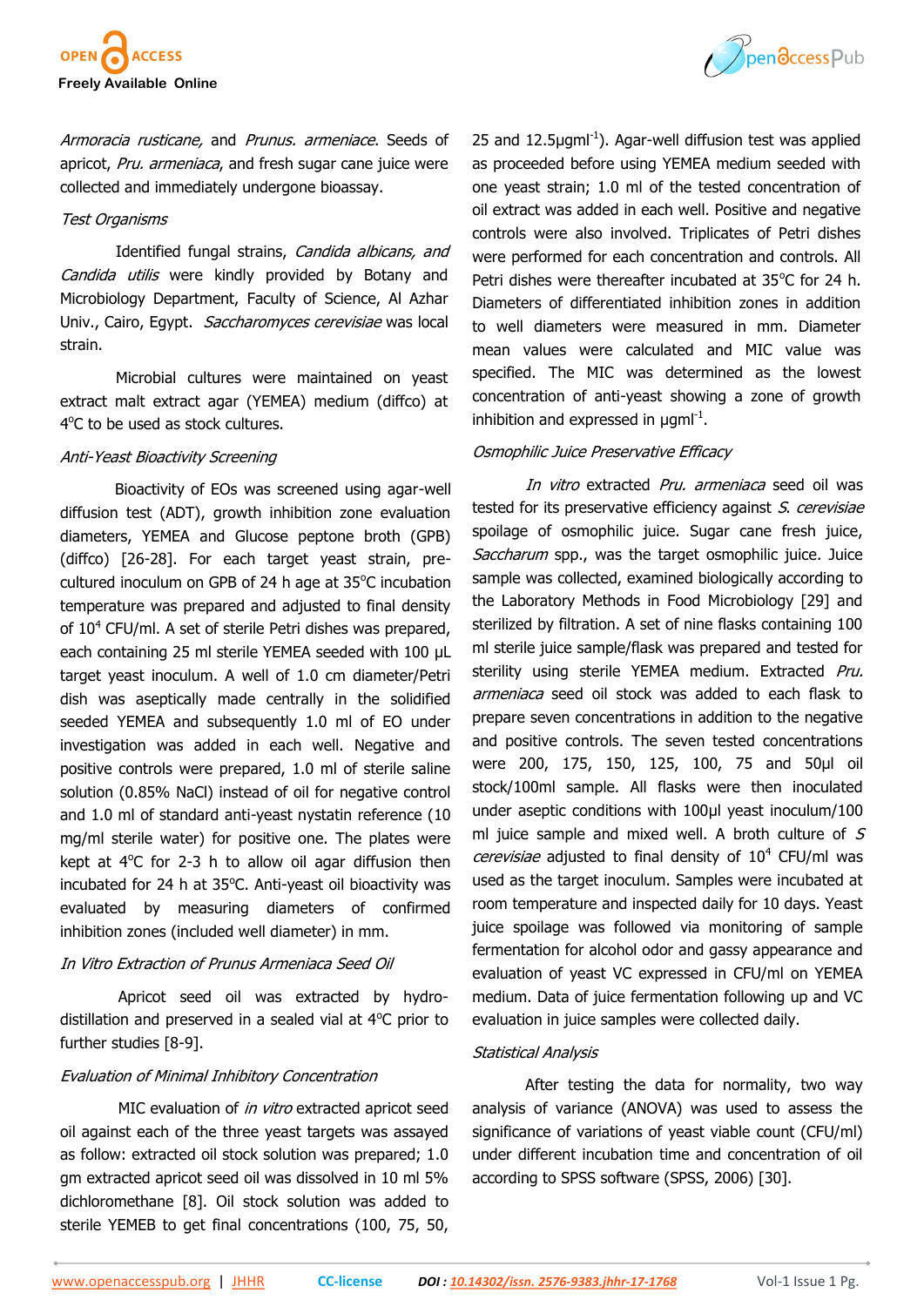*Armoracia rusticane,* and *Prunus. armeniace*. Seeds of apricot, *Pru. armeniaca*, and fresh sugar cane juice were collected and immediately undergone bioassay.

*Test Organisms*

Identified fungal strains, *Candida albicans, and Candida utilis* were kindly provided by Botany and Microbiology Department, Faculty of Science, Al Azhar Univ., Cairo, Egypt. *Saccharomyces cerevisiae* was local strain.

Microbial cultures were maintained on yeast extract malt extract agar (YEMEA) medium (diffco) at 4°C to be used as stock cultures.

*Anti-Yeast Bioactivity Screening*

Bioactivity of EOs was screened using agar-well diffusion test (ADT), growth inhibition zone evaluation diameters, YEMEA and Glucose peptone broth (GPB) (diffco) [26-28]. For each target yeast strain, pre-cultured inoculum on GPB of 24 h age at 35°C incubation temperature was prepared and adjusted to final density of $10^4$ CFU/ml. A set of sterile Petri dishes was prepared, each containing 25 ml sterile YEMEA seeded with 100 µL target yeast inoculum. A well of 1.0 cm diameter/Petri dish was aseptically made centrally in the solidified seeded YEMEA and subsequently 1.0 ml of EO under investigation was added in each well. Negative and positive controls were prepared, 1.0 ml of sterile saline solution (0.85% NaCl) instead of oil for negative control and 1.0 ml of standard anti-yeast nystatin reference (10 mg/ml sterile water) for positive one. The plates were kept at 4°C for 2-3 h to allow oil agar diffusion then incubated for 24 h at 35°C. Anti-yeast oil bioactivity was evaluated by measuring diameters of confirmed inhibition zones (included well diameter) in mm.

*In Vitro Extraction of Prunus Armeniaca Seed Oil*

Apricot seed oil was extracted by hydro-distillation and preserved in a sealed vial at 4°C prior to further studies [8-9].

*Evaluation of Minimal Inhibitory Concentration*

MIC evaluation of *in vitro* extracted apricot seed oil against each of the three yeast targets was assayed as follow: extracted oil stock solution was prepared; 1.0 gm extracted apricot seed oil was dissolved in 10 ml 5% dichloromethane [8]. Oil stock solution was added to sterile YEMEB to get final concentrations (100, 75, 50, 25 and 12.5µgml$^{-1}$). Agar-well diffusion test was applied as proceeded before using YEMEA medium seeded with one yeast strain; 1.0 ml of the tested concentration of oil extract was added in each well. Positive and negative controls were also involved. Triplicates of Petri dishes were performed for each concentration and controls. All Petri dishes were thereafter incubated at 35°C for 24 h. Diameters of differentiated inhibition zones in addition to well diameters were measured in mm. Diameter mean values were calculated and MIC value was specified. The MIC was determined as the lowest concentration of anti-yeast showing a zone of growth inhibition and expressed in µgml$^{-1}$.

*Osmophilic Juice Preservative Efficacy*

*In vitro* extracted *Pru. armeniaca* seed oil was tested for its preservative efficiency against *S. cerevisiae* spoilage of osmophilic juice. Sugar cane fresh juice, *Saccharum* spp., was the target osmophilic juice. Juice sample was collected, examined biologically according to the Laboratory Methods in Food Microbiology [29] and sterilized by filtration. A set of nine flasks containing 100 ml sterile juice sample/flask was prepared and tested for sterility using sterile YEMEA medium. Extracted *Pru. armeniaca* seed oil stock was added to each flask to prepare seven concentrations in addition to the negative and positive controls. The seven tested concentrations were 200, 175, 150, 125, 100, 75 and 50µl oil stock/100ml sample. All flasks were then inoculated under aseptic conditions with 100µl yeast inoculum/100 ml juice sample and mixed well. A broth culture of *S cerevisiae* adjusted to final density of $10^4$ CFU/ml was used as the target inoculum. Samples were incubated at room temperature and inspected daily for 10 days. Yeast juice spoilage was followed via monitoring of sample fermentation for alcohol odor and gassy appearance and evaluation of yeast VC expressed in CFU/ml on YEMEA medium. Data of juice fermentation following up and VC evaluation in juice samples were collected daily.

*Statistical Analysis*

After testing the data for normality, two way analysis of variance (ANOVA) was used to assess the significance of variations of yeast viable count (CFU/ml) under different incubation time and concentration of oil according to SPSS software (SPSS, 2006) [30].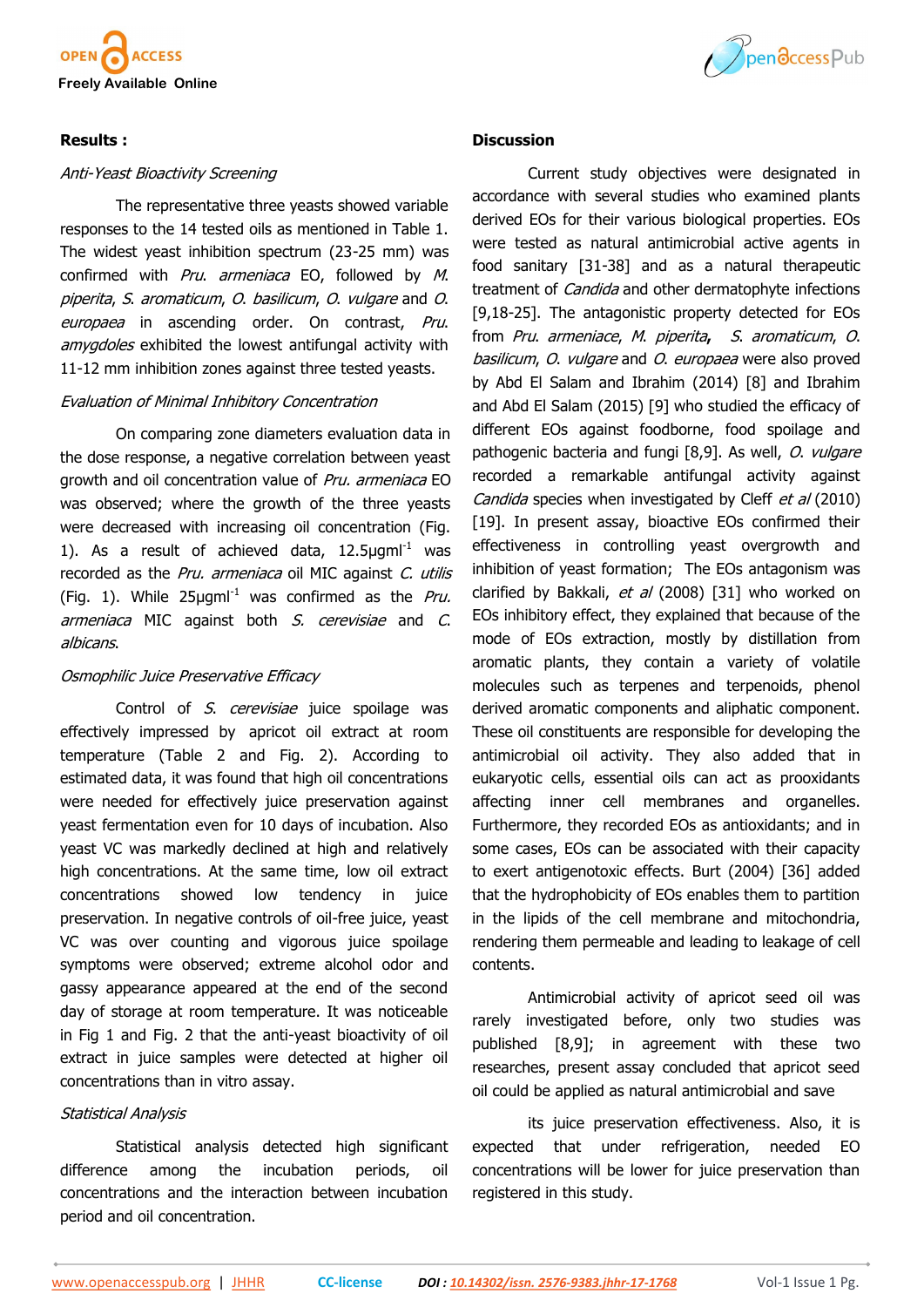## Results :

### *Anti-Yeast Bioactivity Screening*

The representative three yeasts showed variable responses to the 14 tested oils as mentioned in Table 1. The widest yeast inhibition spectrum (23-25 mm) was confirmed with *Pru. armeniaca* EO, followed by *M. piperita*, *S. aromaticum*, *O. basilicum*, *O. vulgare* and *O. europaea* in ascending order. On contrast, *Pru. amygdoles* exhibited the lowest antifungal activity with 11-12 mm inhibition zones against three tested yeasts.

### *Evaluation of Minimal Inhibitory Concentration*

On comparing zone diameters evaluation data in the dose response, a negative correlation between yeast growth and oil concentration value of *Pru. armeniaca* EO was observed; where the growth of the three yeasts were decreased with increasing oil concentration (Fig. 1). As a result of achieved data, 12.5µgml$^{-1}$ was recorded as the *Pru. armeniaca* oil MIC against *C. utilis* (Fig. 1). While 25µgml$^{-1}$ was confirmed as the *Pru. armeniaca* MIC against both *S. cerevisiae* and *C. albicans*.

### *Osmophilic Juice Preservative Efficacy*

Control of *S. cerevisiae* juice spoilage was effectively impressed by apricot oil extract at room temperature (Table 2 and Fig. 2). According to estimated data, it was found that high oil concentrations were needed for effectively juice preservation against yeast fermentation even for 10 days of incubation. Also yeast VC was markedly declined at high and relatively high concentrations. At the same time, low oil extract concentrations showed low tendency in juice preservation. In negative controls of oil-free juice, yeast VC was over counting and vigorous juice spoilage symptoms were observed; extreme alcohol odor and gassy appearance appeared at the end of the second day of storage at room temperature. It was noticeable in Fig 1 and Fig. 2 that the anti-yeast bioactivity of oil extract in juice samples were detected at higher oil concentrations than in vitro assay.

### *Statistical Analysis*

Statistical analysis detected high significant difference among the incubation periods, oil concentrations and the interaction between incubation period and oil concentration.

## Discussion

Current study objectives were designated in accordance with several studies who examined plants derived EOs for their various biological properties. EOs were tested as natural antimicrobial active agents in food sanitary [31-38] and as a natural therapeutic treatment of *Candida* and other dermatophyte infections [9,18-25]. The antagonistic property detected for EOs from *Pru. armeniace*, *M. piperita*, *S. aromaticum*, *O. basilicum*, *O. vulgare* and *O. europaea* were also proved by Abd El Salam and Ibrahim (2014) [8] and Ibrahim and Abd El Salam (2015) [9] who studied the efficacy of different EOs against foodborne, food spoilage and pathogenic bacteria and fungi [8,9]. As well, *O. vulgare* recorded a remarkable antifungal activity against *Candida* species when investigated by Cleff *et al* (2010) [19]. In present assay, bioactive EOs confirmed their effectiveness in controlling yeast overgrowth and inhibition of yeast formation; The EOs antagonism was clarified by Bakkali, *et al* (2008) [31] who worked on EOs inhibitory effect, they explained that because of the mode of EOs extraction, mostly by distillation from aromatic plants, they contain a variety of volatile molecules such as terpenes and terpenoids, phenol derived aromatic components and aliphatic component. These oil constituents are responsible for developing the antimicrobial oil activity. They also added that in eukaryotic cells, essential oils can act as prooxidants affecting inner cell membranes and organelles. Furthermore, they recorded EOs as antioxidants; and in some cases, EOs can be associated with their capacity to exert antigenotoxic effects. Burt (2004) [36] added that the hydrophobicity of EOs enables them to partition in the lipids of the cell membrane and mitochondria, rendering them permeable and leading to leakage of cell contents.

Antimicrobial activity of apricot seed oil was rarely investigated before, only two studies was published [8,9]; in agreement with these two researches, present assay concluded that apricot seed oil could be applied as natural antimicrobial and save

its juice preservation effectiveness. Also, it is expected that under refrigeration, needed EO concentrations will be lower for juice preservation than registered in this study.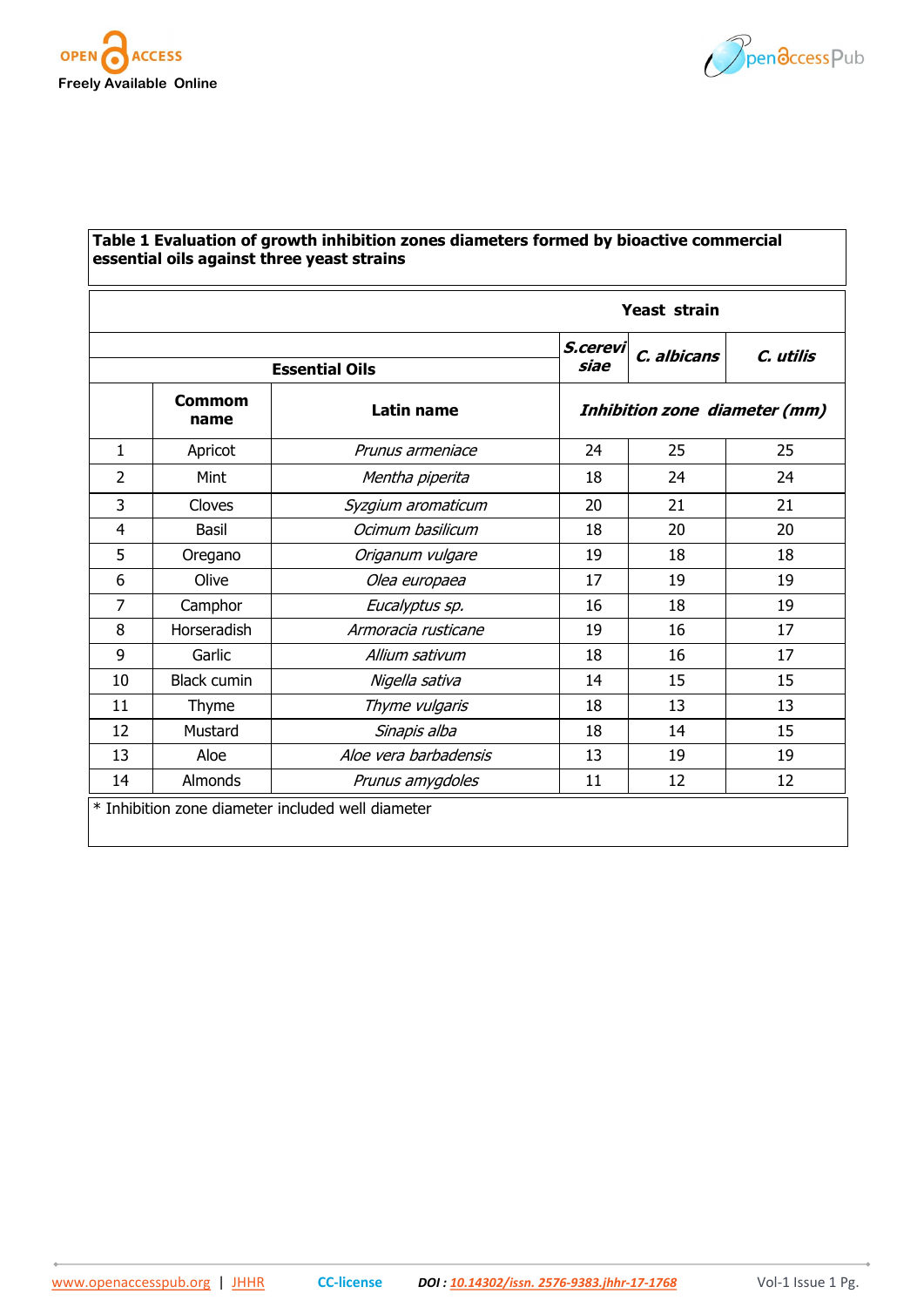**Table 1 Evaluation of growth inhibition zones diameters formed by bioactive commercial essential oils against three yeast strains**

| Essential Oils | | | Yeast strain | | |
|---|---|---|---|---|---|
| | | | *S.cerevisiae* | *C. albicans* | *C. utilis* |
| | Commom name | Latin name | Inhibition zone diameter (mm) | | |
| 1 | Apricot | *Prunus armeniace* | 24 | 25 | 25 |
| 2 | Mint | *Mentha piperita* | 18 | 24 | 24 |
| 3 | Cloves | *Syzgium aromaticum* | 20 | 21 | 21 |
| 4 | Basil | *Ocimum basilicum* | 18 | 20 | 20 |
| 5 | Oregano | *Origanum vulgare* | 19 | 18 | 18 |
| 6 | Olive | *Olea europaea* | 17 | 19 | 19 |
| 7 | Camphor | *Eucalyptus sp.* | 16 | 18 | 19 |
| 8 | Horseradish | *Armoracia rusticane* | 19 | 16 | 17 |
| 9 | Garlic | *Allium sativum* | 18 | 16 | 17 |
| 10 | Black cumin | *Nigella sativa* | 14 | 15 | 15 |
| 11 | Thyme | *Thyme vulgaris* | 18 | 13 | 13 |
| 12 | Mustard | *Sinapis alba* | 18 | 14 | 15 |
| 13 | Aloe | *Aloe vera barbadensis* | 13 | 19 | 19 |
| 14 | Almonds | *Prunus amygdoles* | 11 | 12 | 12 |

* Inhibition zone diameter included well diameter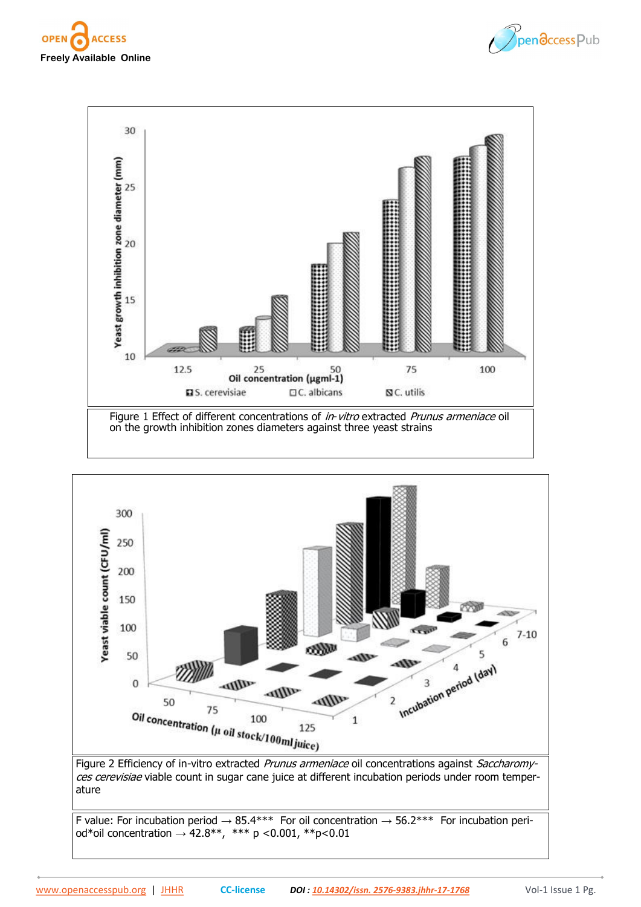Figure 1 Effect of different concentrations of *in-vitro* extracted *Prunus armeniace* oil on the growth inhibition zones diameters against three yeast strains

Figure 2 Efficiency of in-vitro extracted *Prunus armeniace* oil concentrations against *Saccharomyces cerevisiae* viable count in sugar cane juice at different incubation periods under room temperature

F value: For incubation period → 85.4*** For oil concentration → 56.2*** For incubation period*oil concentration → 42.8**, *** p <0.001, **p<0.01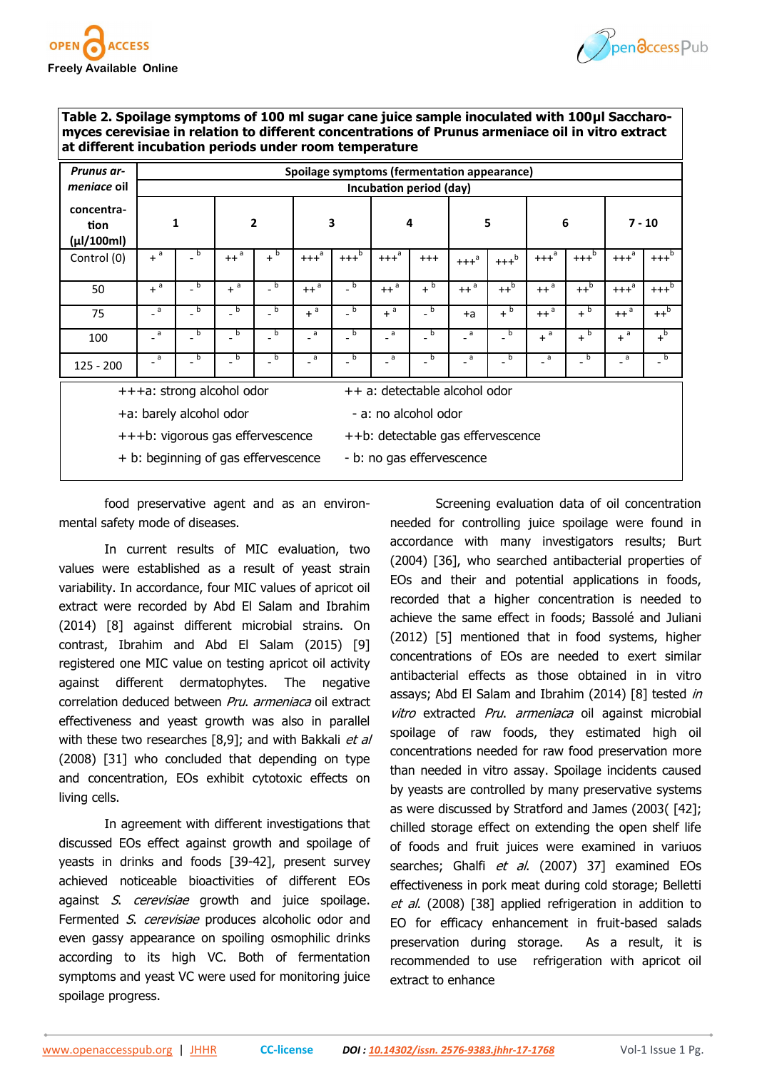**Table 2. Spoilage symptoms of 100 ml sugar cane juice sample inoculated with 100µl Saccharomyces cerevisiae in relation to different concentrations of Prunus armeniace oil in vitro extract at different incubation periods under room temperature**

| *Prunus armeniace* oil concentration (µl/100ml) | Spoilage symptoms (fermentation appearance) Incubation period (day) | | | | | | | | | | | | | |
|---|---|---|---|---|---|---|---|---|---|---|---|---|---|---|
| | 1 | | 2 | | 3 | | 4 | | 5 | | 6 | | 7 - 10 | |
| Control (0) | + a | - b | ++ a | + b | +++a | +++b | +++a | +++ | +++a | +++b | +++a | +++b | +++a | +++b |
| 50 | + a | - b | + a | - b | ++ a | - b | ++ a | + b | ++ a | ++b | ++ a | ++b | +++a | +++b |
| 75 | - a | - b | - b | - b | + a | - b | + a | - b | +a | + b | ++ a | + b | ++ a | ++b |
| 100 | - a | - b | - b | - b | - a | - b | - a | - b | - a | - b | + a | + b | + a | +b |
| 125 - 200 | - a | - b | - b | - b | - a | - b | - a | - b | - a | - b | - a | - b | - a | - b |

+++a: strong alcohol odor ++ a: detectable alcohol odor
+a: barely alcohol odor - a: no alcohol odor
+++b: vigorous gas effervescence ++b: detectable gas effervescence
+ b: beginning of gas effervescence - b: no gas effervescence

food preservative agent and as an environmental safety mode of diseases.

In current results of MIC evaluation, two values were established as a result of yeast strain variability. In accordance, four MIC values of apricot oil extract were recorded by Abd El Salam and Ibrahim (2014) [8] against different microbial strains. On contrast, Ibrahim and Abd El Salam (2015) [9] registered one MIC value on testing apricot oil activity against different dermatophytes. The negative correlation deduced between *Pru. armeniaca* oil extract effectiveness and yeast growth was also in parallel with these two researches [8,9]; and with Bakkali *et al* (2008) [31] who concluded that depending on type and concentration, EOs exhibit cytotoxic effects on living cells.

In agreement with different investigations that discussed EOs effect against growth and spoilage of yeasts in drinks and foods [39-42], present survey achieved noticeable bioactivities of different EOs against *S. cerevisiae* growth and juice spoilage. Fermented *S. cerevisiae* produces alcoholic odor and even gassy appearance on spoiling osmophilic drinks according to its high VC. Both of fermentation symptoms and yeast VC were used for monitoring juice spoilage progress.

Screening evaluation data of oil concentration needed for controlling juice spoilage were found in accordance with many investigators results; Burt (2004) [36], who searched antibacterial properties of EOs and their and potential applications in foods, recorded that a higher concentration is needed to achieve the same effect in foods; Bassolé and Juliani (2012) [5] mentioned that in food systems, higher concentrations of EOs are needed to exert similar antibacterial effects as those obtained in in vitro assays; Abd El Salam and Ibrahim (2014) [8] tested *in vitro* extracted *Pru. armeniaca* oil against microbial spoilage of raw foods, they estimated high oil concentrations needed for raw food preservation more than needed in vitro assay. Spoilage incidents caused by yeasts are controlled by many preservative systems as were discussed by Stratford and James (2003( [42]; chilled storage effect on extending the open shelf life of foods and fruit juices were examined in variuos searches; Ghalfi *et al.* (2007) 37] examined EOs effectiveness in pork meat during cold storage; Belletti *et al.* (2008) [38] applied refrigeration in addition to EO for efficacy enhancement in fruit-based salads preservation during storage. As a result, it is recommended to use refrigeration with apricot oil extract to enhance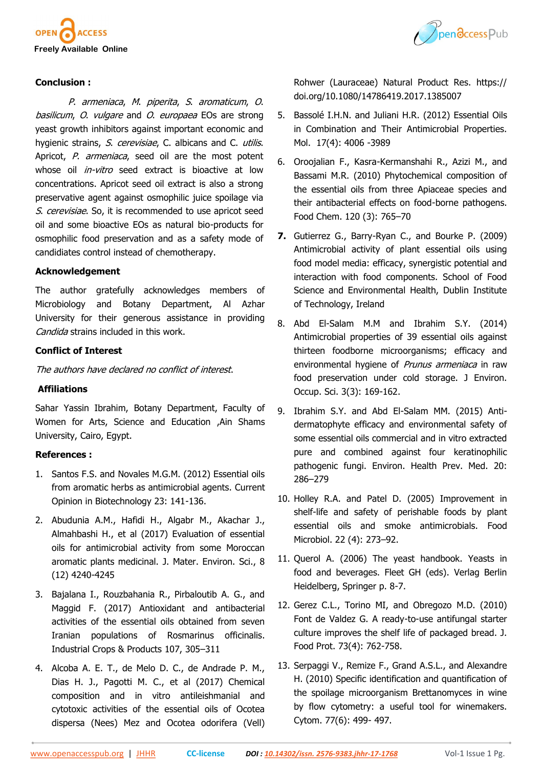**Conclusion :**

*P. armeniaca*, *M. piperita*, *S. aromaticum*, *O. basilicum*, *O. vulgare* and *O. europaea* EOs are strong yeast growth inhibitors against important economic and hygienic strains, *S. cerevisiae*, C. albicans and C. *utilis*. Apricot, *P. armeniaca*, seed oil are the most potent whose oil *in-vitro* seed extract is bioactive at low concentrations. Apricot seed oil extract is also a strong preservative agent against osmophilic juice spoilage via *S. cerevisiae*. So, it is recommended to use apricot seed oil and some bioactive EOs as natural bio-products for osmophilic food preservation and as a safety mode of candidiates control instead of chemotherapy.

**Acknowledgement**

The author gratefully acknowledges members of Microbiology and Botany Department, Al Azhar University for their generous assistance in providing *Candida* strains included in this work.

**Conflict of Interest**

*The authors have declared no conflict of interest.*

**Affiliations**

Sahar Yassin Ibrahim, Botany Department, Faculty of Women for Arts, Science and Education ,Ain Shams University, Cairo, Egypt.

**References :**

1. Santos F.S. and Novales M.G.M. (2012) Essential oils from aromatic herbs as antimicrobial agents. Current Opinion in Biotechnology 23: 141-136.
2. Abudunia A.M., Hafidi H., Algabr M., Akachar J., Almahbashi H., et al (2017) Evaluation of essential oils for antimicrobial activity from some Moroccan aromatic plants medicinal. J. Mater. Environ. Sci., 8 (12) 4240-4245
3. Bajalana I., Rouzbahania R., Pirbaloutib A. G., and Maggid F. (2017) Antioxidant and antibacterial activities of the essential oils obtained from seven Iranian populations of Rosmarinus officinalis. Industrial Crops & Products 107, 305–311
4. Alcoba A. E. T., de Melo D. C., de Andrade P. M., Dias H. J., Pagotti M. C., et al (2017) Chemical composition and in vitro antileishmanial and cytotoxic activities of the essential oils of Ocotea dispersa (Nees) Mez and Ocotea odorifera (Vell) Rohwer (Lauraceae) Natural Product Res. https://doi.org/10.1080/14786419.2017.1385007
5. Bassolé I.H.N. and Juliani H.R. (2012) Essential Oils in Combination and Their Antimicrobial Properties. Mol. 17(4): 4006 -3989
6. Oroojalian F., Kasra-Kermanshahi R., Azizi M., and Bassami M.R. (2010) Phytochemical composition of the essential oils from three Apiaceae species and their antibacterial effects on food-borne pathogens. Food Chem. 120 (3): 765–70
7. Gutierrez G., Barry-Ryan C., and Bourke P. (2009) Antimicrobial activity of plant essential oils using food model media: efficacy, synergistic potential and interaction with food components. School of Food Science and Environmental Health, Dublin Institute of Technology, Ireland
8. Abd El-Salam M.M and Ibrahim S.Y. (2014) Antimicrobial properties of 39 essential oils against thirteen foodborne microorganisms; efficacy and environmental hygiene of *Prunus armeniaca* in raw food preservation under cold storage. J Environ. Occup. Sci. 3(3): 169-162.
9. Ibrahim S.Y. and Abd El-Salam MM. (2015) Anti-dermatophyte efficacy and environmental safety of some essential oils commercial and in vitro extracted pure and combined against four keratinophilic pathogenic fungi. Environ. Health Prev. Med. 20: 286–279
10. Holley R.A. and Patel D. (2005) Improvement in shelf-life and safety of perishable foods by plant essential oils and smoke antimicrobials. Food Microbiol. 22 (4): 273–92.
11. Querol A. (2006) The yeast handbook. Yeasts in food and beverages. Fleet GH (eds). Verlag Berlin Heidelberg, Springer p. 8-7.
12. Gerez C.L., Torino MI, and Obregozo M.D. (2010) Font de Valdez G. A ready-to-use antifungal starter culture improves the shelf life of packaged bread. J. Food Prot. 73(4): 762-758.
13. Serpaggi V., Remize F., Grand A.S.L., and Alexandre H. (2010) Specific identification and quantification of the spoilage microorganism Brettanomyces in wine by flow cytometry: a useful tool for winemakers. Cytom. 77(6): 499- 497.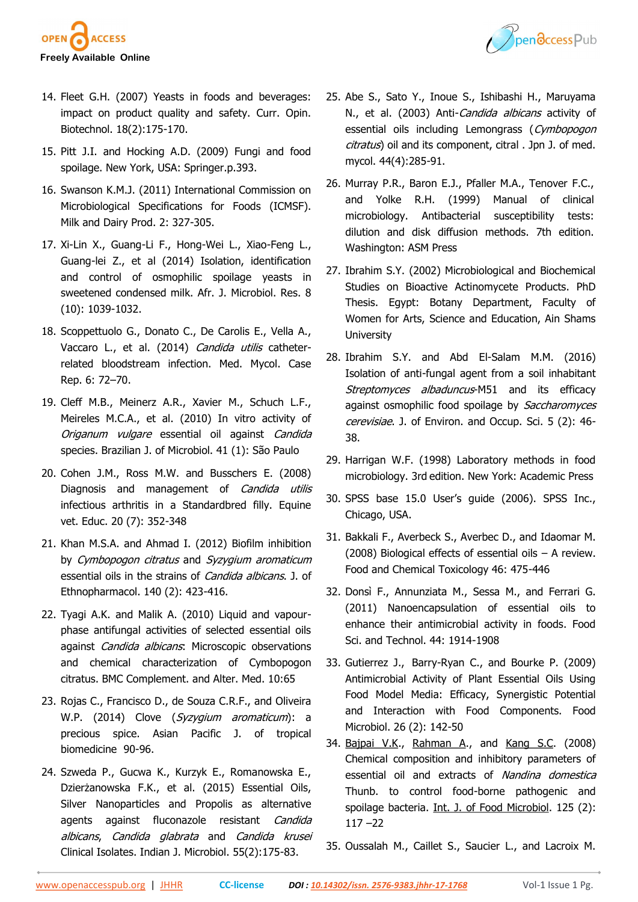14. Fleet G.H. (2007) Yeasts in foods and beverages: impact on product quality and safety. Curr. Opin. Biotechnol. 18(2):175-170.

15. Pitt J.I. and Hocking A.D. (2009) Fungi and food spoilage. New York, USA: Springer.p.393.

16. Swanson K.M.J. (2011) International Commission on Microbiological Specifications for Foods (ICMSF). Milk and Dairy Prod. 2: 327-305.

17. Xi-Lin X., Guang-Li F., Hong-Wei L., Xiao-Feng L., Guang-lei Z., et al (2014) Isolation, identification and control of osmophilic spoilage yeasts in sweetened condensed milk. Afr. J. Microbiol. Res. 8 (10): 1039-1032.

18. Scoppettuolo G., Donato C., De Carolis E., Vella A., Vaccaro L., et al. (2014) *Candida utilis* catheter-related bloodstream infection. Med. Mycol. Case Rep. 6: 72–70.

19. Cleff M.B., Meinerz A.R., Xavier M., Schuch L.F., Meireles M.C.A., et al. (2010) In vitro activity of *Origanum vulgare* essential oil against *Candida* species. Brazilian J. of Microbiol. 41 (1): São Paulo

20. Cohen J.M., Ross M.W. and Busschers E. (2008) Diagnosis and management of *Candida utilis* infectious arthritis in a Standardbred filly. Equine vet. Educ. 20 (7): 352-348

21. Khan M.S.A. and Ahmad I. (2012) Biofilm inhibition by *Cymbopogon citratus* and *Syzygium aromaticum* essential oils in the strains of *Candida albicans*. J. of Ethnopharmacol. 140 (2): 423-416.

22. Tyagi A.K. and Malik A. (2010) Liquid and vapour-phase antifungal activities of selected essential oils against *Candida albicans*: Microscopic observations and chemical characterization of Cymbopogon citratus. BMC Complement. and Alter. Med. 10:65

23. Rojas C., Francisco D., de Souza C.R.F., and Oliveira W.P. (2014) Clove (*Syzygium aromaticum*): a precious spice. Asian Pacific J. of tropical biomedicine 90-96.

24. Szweda P., Gucwa K., Kurzyk E., Romanowska E., Dzierżanowska F.K., et al. (2015) Essential Oils, Silver Nanoparticles and Propolis as alternative agents against fluconazole resistant *Candida albicans*, *Candida glabrata* and *Candida krusei* Clinical Isolates. Indian J. Microbiol. 55(2):175-83.

25. Abe S., Sato Y., Inoue S., Ishibashi H., Maruyama N., et al. (2003) Anti-*Candida albicans* activity of essential oils including Lemongrass (*Cymbopogon citratus*) oil and its component, citral . Jpn J. of med. mycol. 44(4):285-91.

26. Murray P.R., Baron E.J., Pfaller M.A., Tenover F.C., and Yolke R.H. (1999) Manual of clinical microbiology. Antibacterial susceptibility tests: dilution and disk diffusion methods. 7th edition. Washington: ASM Press

27. Ibrahim S.Y. (2002) Microbiological and Biochemical Studies on Bioactive Actinomycete Products. PhD Thesis. Egypt: Botany Department, Faculty of Women for Arts, Science and Education, Ain Shams University

28. Ibrahim S.Y. and Abd El-Salam M.M. (2016) Isolation of anti-fungal agent from a soil inhabitant *Streptomyces albaduncus*-M51 and its efficacy against osmophilic food spoilage by *Saccharomyces cerevisiae*. J. of Environ. and Occup. Sci. 5 (2): 46-38.

29. Harrigan W.F. (1998) Laboratory methods in food microbiology. 3rd edition. New York: Academic Press

30. SPSS base 15.0 User's guide (2006). SPSS Inc., Chicago, USA.

31. Bakkali F., Averbeck S., Averbec D., and Idaomar M. (2008) Biological effects of essential oils – A review. Food and Chemical Toxicology 46: 475-446

32. Donsì F., Annunziata M., Sessa M., and Ferrari G. (2011) Nanoencapsulation of essential oils to enhance their antimicrobial activity in foods. Food Sci. and Technol. 44: 1914-1908

33. Gutierrez J., Barry-Ryan C., and Bourke P. (2009) Antimicrobial Activity of Plant Essential Oils Using Food Model Media: Efficacy, Synergistic Potential and Interaction with Food Components. Food Microbiol. 26 (2): 142-50

34. Bajpai V.K., Rahman A., and Kang S.C. (2008) Chemical composition and inhibitory parameters of essential oil and extracts of *Nandina domestica* Thunb. to control food-borne pathogenic and spoilage bacteria. Int. J. of Food Microbiol. 125 (2): 117 –22

35. Oussalah M., Caillet S., Saucier L., and Lacroix M.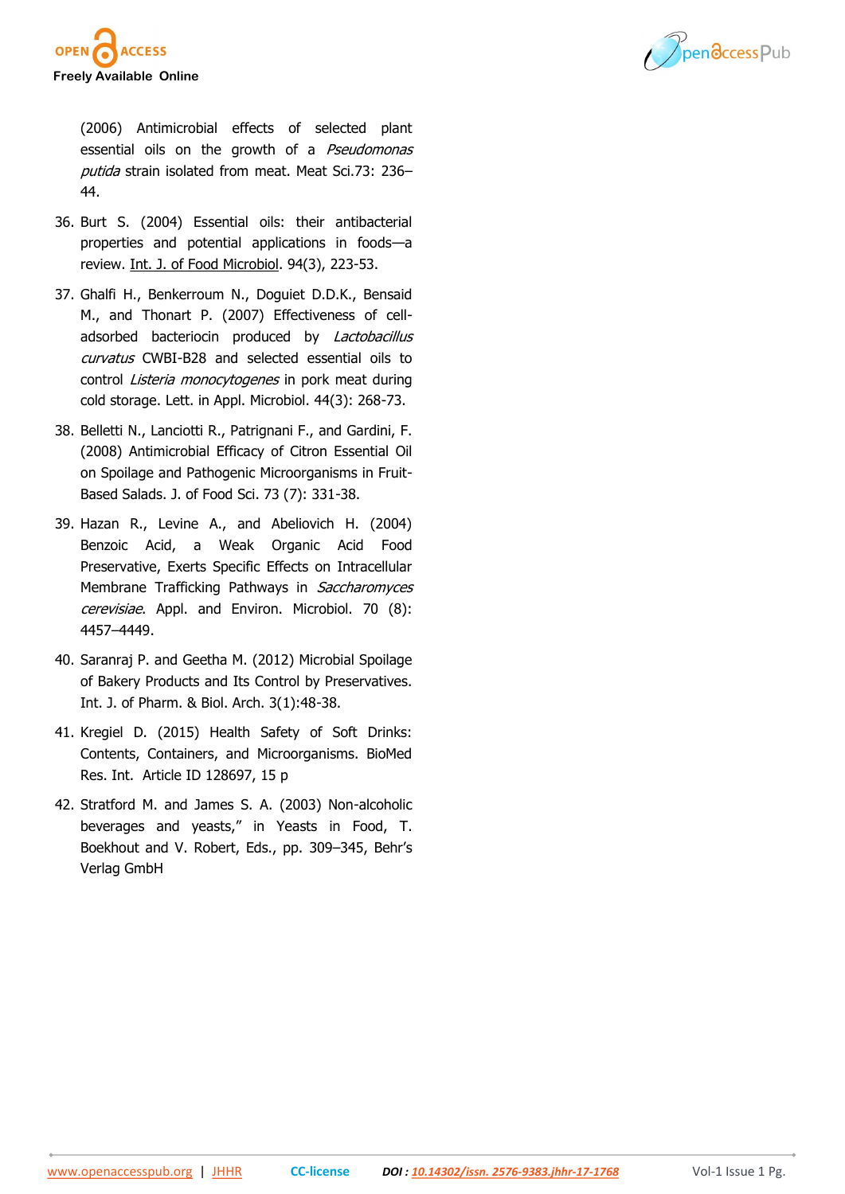(2006) Antimicrobial effects of selected plant essential oils on the growth of a *Pseudomonas putida* strain isolated from meat. Meat Sci.73: 236–44.

36. Burt S. (2004) Essential oils: their antibacterial properties and potential applications in foods—a review. Int. J. of Food Microbiol. 94(3), 223-53.

37. Ghalfi H., Benkerroum N., Doguiet D.D.K., Bensaid M., and Thonart P. (2007) Effectiveness of cell-adsorbed bacteriocin produced by *Lactobacillus curvatus* CWBI-B28 and selected essential oils to control *Listeria monocytogenes* in pork meat during cold storage. Lett. in Appl. Microbiol. 44(3): 268-73.

38. Belletti N., Lanciotti R., Patrignani F., and Gardini, F. (2008) Antimicrobial Efficacy of Citron Essential Oil on Spoilage and Pathogenic Microorganisms in Fruit-Based Salads. J. of Food Sci. 73 (7): 331-38.

39. Hazan R., Levine A., and Abeliovich H. (2004) Benzoic Acid, a Weak Organic Acid Food Preservative, Exerts Specific Effects on Intracellular Membrane Trafficking Pathways in *Saccharomyces cerevisiae*. Appl. and Environ. Microbiol. 70 (8): 4457–4449.

40. Saranraj P. and Geetha M. (2012) Microbial Spoilage of Bakery Products and Its Control by Preservatives. Int. J. of Pharm. & Biol. Arch. 3(1):48-38.

41. Kregiel D. (2015) Health Safety of Soft Drinks: Contents, Containers, and Microorganisms. BioMed Res. Int. Article ID 128697, 15 p

42. Stratford M. and James S. A. (2003) Non-alcoholic beverages and yeasts," in Yeasts in Food, T. Boekhout and V. Robert, Eds., pp. 309–345, Behr's Verlag GmbH